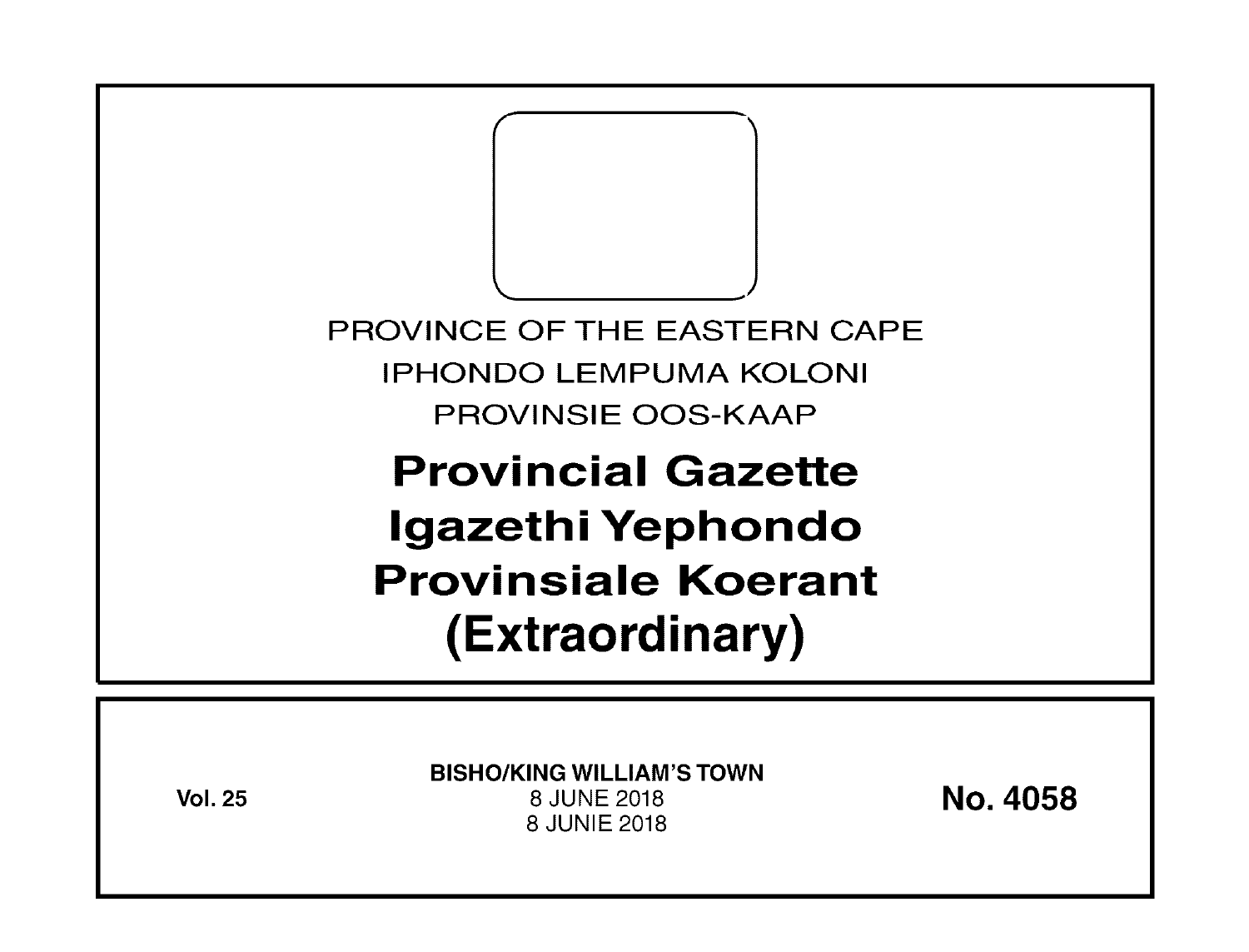PROVINCE OF THE EASTERN CAPE

IPHONDO LEMPUMA KOLONI

PROVINSIE OOS-KAAP

# Provincial Gazette
# Igazethi Yephondo
# Provinsiale Koerant
# (Extraordinary)

**Vol. 25**

**BISHO/KING WILLIAM'S TOWN**

8 JUNE 2018

8 JUNIE 2018

**No. 4058**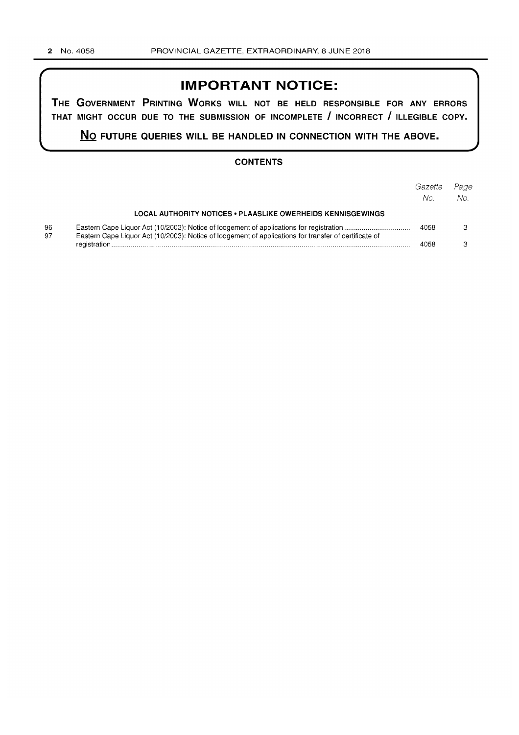# IMPORTANT NOTICE:

**THE GOVERNMENT PRINTING WORKS WILL NOT BE HELD RESPONSIBLE FOR ANY ERRORS THAT MIGHT OCCUR DUE TO THE SUBMISSION OF INCOMPLETE / INCORRECT / ILLEGIBLE COPY.**

**NO FUTURE QUERIES WILL BE HANDLED IN CONNECTION WITH THE ABOVE.**

## CONTENTS

| | | *Gazette No.* | *Page No.* |
|---|---|---|---|
| | **LOCAL AUTHORITY NOTICES • PLAASLIKE OWERHEIDS KENNISGEWINGS** | | |
| 96 | Eastern Cape Liquor Act (10/2003): Notice of lodgement of applications for registration | 4058 | 3 |
| 97 | Eastern Cape Liquor Act (10/2003): Notice of lodgement of applications for transfer of certificate of registration | 4058 | 3 |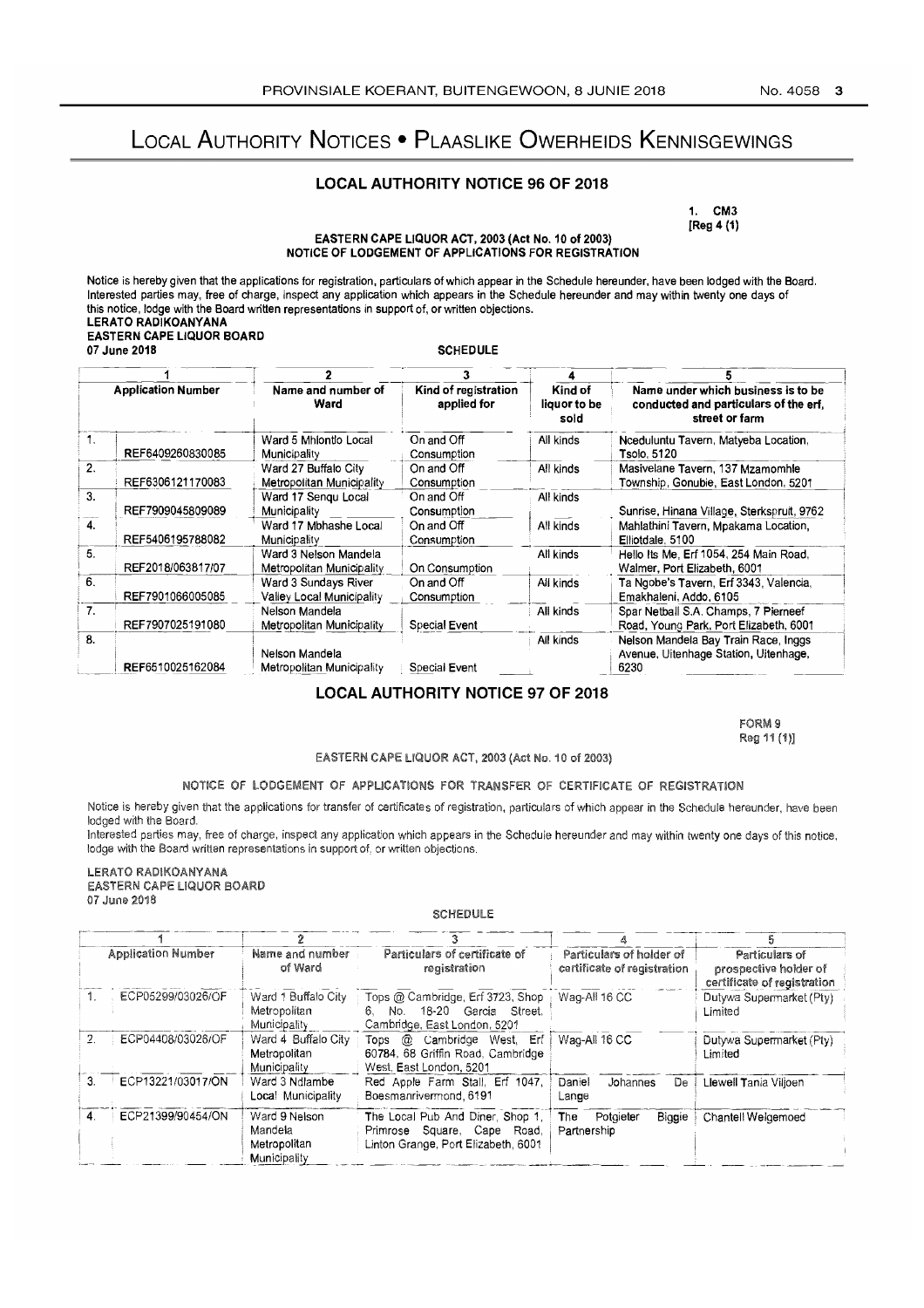# Local Authority Notices • Plaaslike Owerheids Kennisgewings

## LOCAL AUTHORITY NOTICE 96 OF 2018

1. CM3
[Reg 4 (1)

**EASTERN CAPE LIQUOR ACT, 2003 (Act No. 10 of 2003)**
**NOTICE OF LODGEMENT OF APPLICATIONS FOR REGISTRATION**

Notice is hereby given that the applications for registration, particulars of which appear in the Schedule hereunder, have been lodged with the Board. Interested parties may, free of charge, inspect any application which appears in the Schedule hereunder and may within twenty one days of this notice, lodge with the Board written representations in support of, or written objections.

**LERATO RADIKOANYANA**
**EASTERN CAPE LIQUOR BOARD**
**07 June 2018**

**SCHEDULE**

| 1 | | 2 | 3 | 4 | 5 |
|---|---|---|---|---|---|
| Application Number | | Name and number of Ward | Kind of registration applied for | Kind of liquor to be sold | Name under which business is to be conducted and particulars of the erf, street or farm |
| 1. | REF6409260830085 | Ward 5 Mhlontlo Local Municipality | On and Off Consumption | All kinds | Ncedulutu Tavern, Matyeba Location, Tsolo, 5120 |
| 2. | REF6306121170083 | Ward 27 Buffalo City Metropolitan Municipality | On and Off Consumption | All kinds | Masivelane Tavern, 137 Mzamomhle Township, Gonubie, East London, 5201 |
| 3. | REF7909045809089 | Ward 17 Senqu Local Municipality | On and Off Consumption | All kinds | Sunrise, Hinana Village, Sterkspruit, 9762 |
| 4. | REF5406195788082 | Ward 17 Mbhashe Local Municipality | On and Off Consumption | All kinds | Mahlathini Tavern, Mpakama Location, Elliotdale, 5100 |
| 5. | REF2018/063817/07 | Ward 3 Nelson Mandela Metropolitan Municipality | On Consumption | All kinds | Hello Its Me, Erf 1054, 254 Main Road, Walmer, Port Elizabeth, 6001 |
| 6. | REF7901066005085 | Ward 3 Sundays River Valley Local Municipality | On and Off Consumption | All kinds | Ta Ngobe's Tavern, Erf 3343, Valencia, Emakhaleni, Addo, 6105 |
| 7. | REF7907025191080 | Nelson Mandela Metropolitan Municipality | Special Event | All kinds | Spar Netball S.A. Champs, 7 Pierneef Road, Young Park, Port Elizabeth, 6001 |
| 8. | REF6510025162084 | Nelson Mandela Metropolitan Municipality | Special Event | All kinds | Nelson Mandela Bay Train Race, Inggs Avenue, Uitenhage Station, Uitenhage, 6230 |

## LOCAL AUTHORITY NOTICE 97 OF 2018

FORM 9
Reg 11 (1)]

**EASTERN CAPE LIQUOR ACT, 2003 (Act No. 10 of 2003)**

**NOTICE OF LODGEMENT OF APPLICATIONS FOR TRANSFER OF CERTIFICATE OF REGISTRATION**

Notice is hereby given that the applications for transfer of certificates of registration, particulars of which appear in the Schedule hereunder, have been lodged with the Board.

Interested parties may, free of charge, inspect any application which appears in the Schedule hereunder and may within twenty one days of this notice, lodge with the Board written representations in support of, or written objections.

LERATO RADIKOANYANA
EASTERN CAPE LIQUOR BOARD
07 June 2018

**SCHEDULE**

| 1 | | 2 | 3 | 4 | 5 |
|---|---|---|---|---|---|
| Application Number | | Name and number of Ward | Particulars of certificate of registration | Particulars of holder of certificate of registration | Particulars of prospective holder of certificate of registration |
| 1. | ECP05299/03026/OF | Ward 1 Buffalo City Metropolitan Municipality | Tops @ Cambridge, Erf 3723, Shop 6, No. 18-20 Garcia Street, Cambridge, East London, 5201 | Wag-All 16 CC | Dutywa Supermarket (Pty) Limited |
| 2. | ECP04408/03026/OF | Ward 4 Buffalo City Metropolitan Municipality | Tops @ Cambridge West, Erf 60784, 68 Griffin Road, Cambridge West, East London, 5201 | Wag-All 16 CC | Dutywa Supermarket (Pty) Limited |
| 3. | ECP13221/03017/ON | Ward 3 Ndlambe Local Municipality | Red Apple Farm Stall, Erf 1047, Boesmanrivermond, 6191 | Daniel Johannes De Lange | Llewell Tania Viljoen |
| 4. | ECP21399/90454/ON | Ward 9 Nelson Mandela Metropolitan Municipality | The Local Pub And Diner, Shop 1, Primrose Square, Cape Road, Linton Grange, Port Elizabeth, 6001 | The Potgieter Biggie Partnership | Chantell Weigemoed |